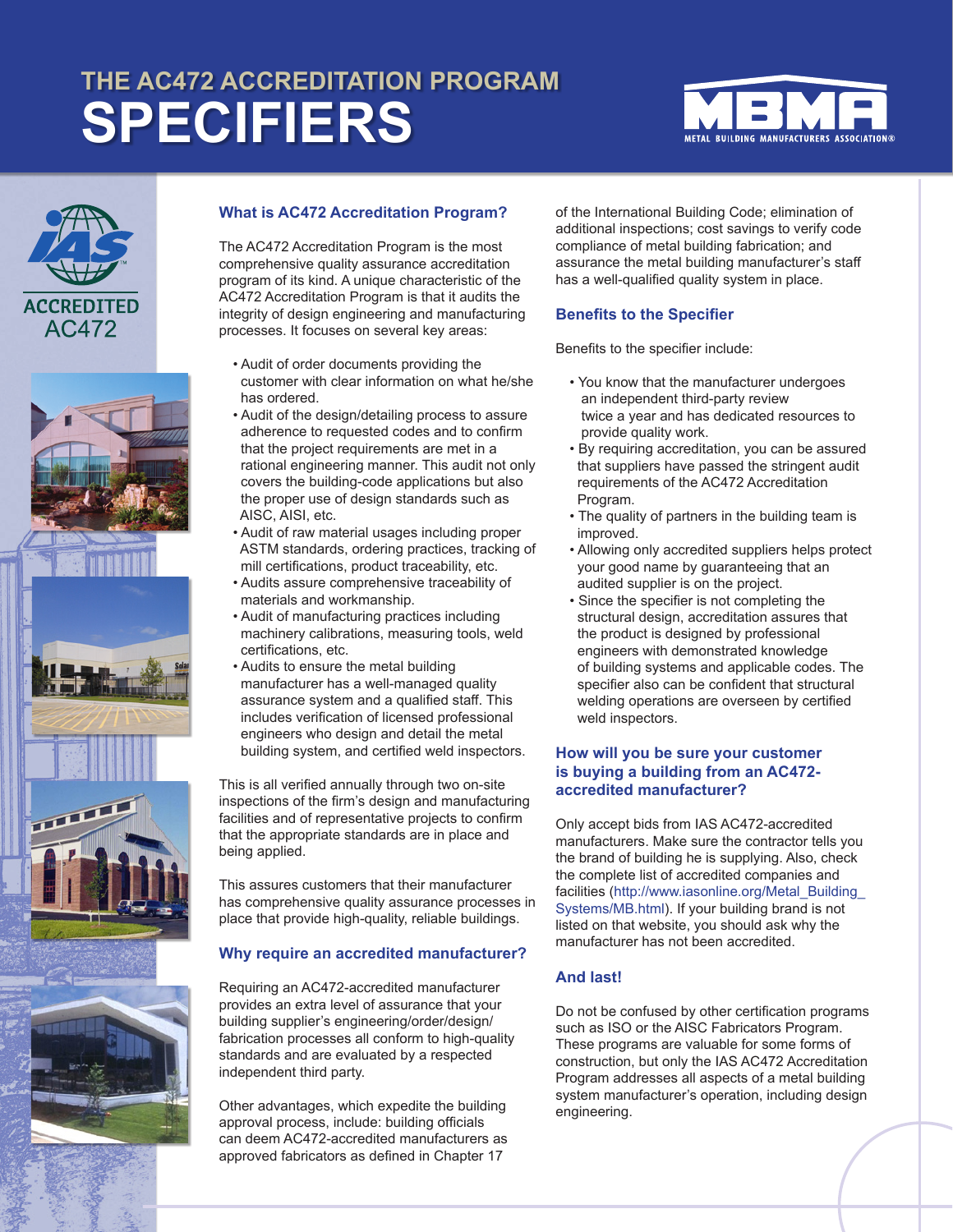# THE AC472 ACCREDITATION PROGRAM

# SPECIFIERS

ACCREDITED AC472

## What is AC472 Accreditation Program?

The AC472 Accreditation Program is the most comprehensive quality assurance accreditation program of its kind. A unique characteristic of the AC472 Accreditation Program is that it audits the integrity of design engineering and manufacturing processes. It focuses on several key areas:

- Audit of order documents providing the customer with clear information on what he/she has ordered.
- Audit of the design/detailing process to assure adherence to requested codes and to confirm that the project requirements are met in a rational engineering manner. This audit not only covers the building-code applications but also the proper use of design standards such as AISC, AISI, etc.
- Audit of raw material usages including proper ASTM standards, ordering practices, tracking of mill certifications, product traceability, etc.
- Audits assure comprehensive traceability of materials and workmanship.
- Audit of manufacturing practices including machinery calibrations, measuring tools, weld certifications, etc.
- Audits to ensure the metal building manufacturer has a well-managed quality assurance system and a qualified staff. This includes verification of licensed professional engineers who design and detail the metal building system, and certified weld inspectors.

This is all verified annually through two on-site inspections of the firm's design and manufacturing facilities and of representative projects to confirm that the appropriate standards are in place and being applied.

This assures customers that their manufacturer has comprehensive quality assurance processes in place that provide high-quality, reliable buildings.

## Why require an accredited manufacturer?

Requiring an AC472-accredited manufacturer provides an extra level of assurance that your building supplier's engineering/order/design/fabrication processes all conform to high-quality standards and are evaluated by a respected independent third party.

Other advantages, which expedite the building approval process, include: building officials can deem AC472-accredited manufacturers as approved fabricators as defined in Chapter 17 of the International Building Code; elimination of additional inspections; cost savings to verify code compliance of metal building fabrication; and assurance the metal building manufacturer's staff has a well-qualified quality system in place.

## Benefits to the Specifier

Benefits to the specifier include:

- You know that the manufacturer undergoes an independent third-party review twice a year and has dedicated resources to provide quality work.
- By requiring accreditation, you can be assured that suppliers have passed the stringent audit requirements of the AC472 Accreditation Program.
- The quality of partners in the building team is improved.
- Allowing only accredited suppliers helps protect your good name by guaranteeing that an audited supplier is on the project.
- Since the specifier is not completing the structural design, accreditation assures that the product is designed by professional engineers with demonstrated knowledge of building systems and applicable codes. The specifier also can be confident that structural welding operations are overseen by certified weld inspectors.

## How will you be sure your customer is buying a building from an AC472-accredited manufacturer?

Only accept bids from IAS AC472-accredited manufacturers. Make sure the contractor tells you the brand of building he is supplying. Also, check the complete list of accredited companies and facilities (http://www.iasonline.org/Metal_Building_Systems/MB.html). If your building brand is not listed on that website, you should ask why the manufacturer has not been accredited.

## And last!

Do not be confused by other certification programs such as ISO or the AISC Fabricators Program. These programs are valuable for some forms of construction, but only the IAS AC472 Accreditation Program addresses all aspects of a metal building system manufacturer's operation, including design engineering.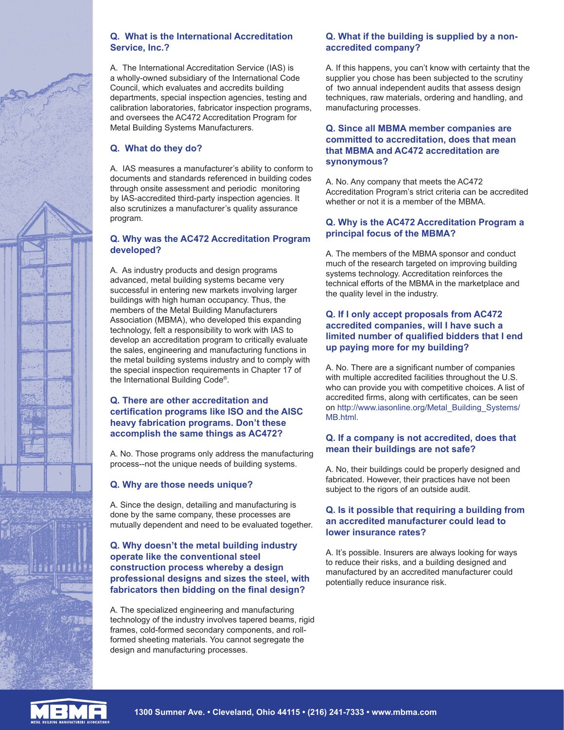### Q. What is the International Accreditation Service, Inc.?

A. The International Accreditation Service (IAS) is a wholly-owned subsidiary of the International Code Council, which evaluates and accredits building departments, special inspection agencies, testing and calibration laboratories, fabricator inspection programs, and oversees the AC472 Accreditation Program for Metal Building Systems Manufacturers.

### Q. What do they do?

A. IAS measures a manufacturer's ability to conform to documents and standards referenced in building codes through onsite assessment and periodic monitoring by IAS-accredited third-party inspection agencies. It also scrutinizes a manufacturer's quality assurance program.

### Q. Why was the AC472 Accreditation Program developed?

A. As industry products and design programs advanced, metal building systems became very successful in entering new markets involving larger buildings with high human occupancy. Thus, the members of the Metal Building Manufacturers Association (MBMA), who developed this expanding technology, felt a responsibility to work with IAS to develop an accreditation program to critically evaluate the sales, engineering and manufacturing functions in the metal building systems industry and to comply with the special inspection requirements in Chapter 17 of the International Building Code®.

### Q. There are other accreditation and certification programs like ISO and the AISC heavy fabrication programs. Don't these accomplish the same things as AC472?

A. No. Those programs only address the manufacturing process--not the unique needs of building systems.

### Q. Why are those needs unique?

A. Since the design, detailing and manufacturing is done by the same company, these processes are mutually dependent and need to be evaluated together.

### Q. Why doesn't the metal building industry operate like the conventional steel construction process whereby a design professional designs and sizes the steel, with fabricators then bidding on the final design?

A. The specialized engineering and manufacturing technology of the industry involves tapered beams, rigid frames, cold-formed secondary components, and roll-formed sheeting materials. You cannot segregate the design and manufacturing processes.

### Q. What if the building is supplied by a non-accredited company?

A. If this happens, you can't know with certainty that the supplier you chose has been subjected to the scrutiny of two annual independent audits that assess design techniques, raw materials, ordering and handling, and manufacturing processes.

### Q. Since all MBMA member companies are committed to accreditation, does that mean that MBMA and AC472 accreditation are synonymous?

A. No. Any company that meets the AC472 Accreditation Program's strict criteria can be accredited whether or not it is a member of the MBMA.

### Q. Why is the AC472 Accreditation Program a principal focus of the MBMA?

A. The members of the MBMA sponsor and conduct much of the research targeted on improving building systems technology. Accreditation reinforces the technical efforts of the MBMA in the marketplace and the quality level in the industry.

### Q. If I only accept proposals from AC472 accredited companies, will I have such a limited number of qualified bidders that I end up paying more for my building?

A. No. There are a significant number of companies with multiple accredited facilities throughout the U.S. who can provide you with competitive choices. A list of accredited firms, along with certificates, can be seen on http://www.iasonline.org/Metal_Building_Systems/MB.html.

### Q. If a company is not accredited, does that mean their buildings are not safe?

A. No, their buildings could be properly designed and fabricated. However, their practices have not been subject to the rigors of an outside audit.

### Q. Is it possible that requiring a building from an accredited manufacturer could lead to lower insurance rates?

A. It's possible. Insurers are always looking for ways to reduce their risks, and a building designed and manufactured by an accredited manufacturer could potentially reduce insurance risk.

MBMA METAL BUILDING MANUFACTURERS ASSOCIATION®

1300 Sumner Ave. • Cleveland, Ohio 44115 • (216) 241-7333 • www.mbma.com